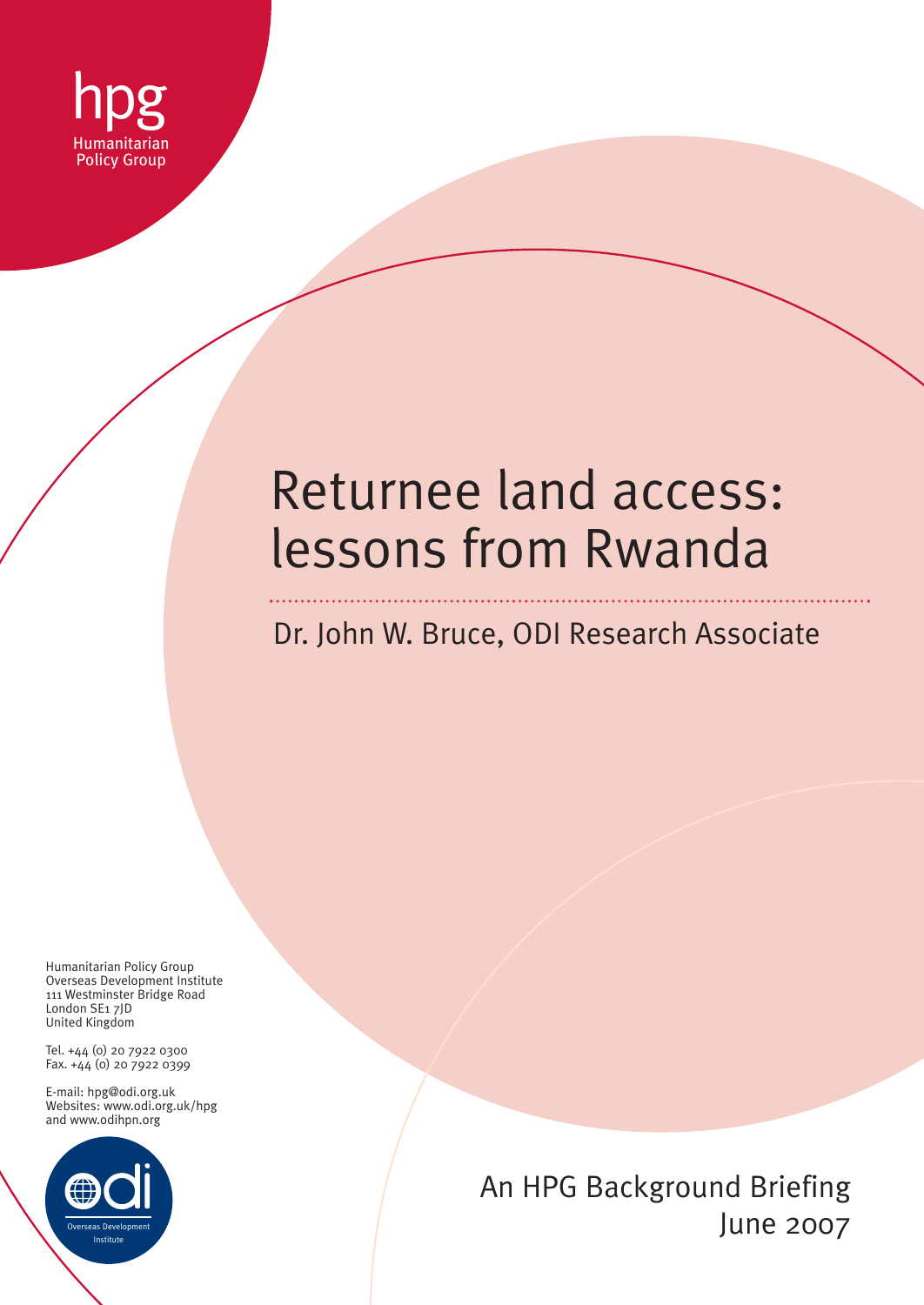hpg
Humanitarian
Policy Group

# Returnee land access: lessons from Rwanda

Dr. John W. Bruce, ODI Research Associate

Humanitarian Policy Group
Overseas Development Institute
111 Westminster Bridge Road
London SE1 7JD
United Kingdom

Tel. +44 (0) 20 7922 0300
Fax. +44 (0) 20 7922 0399

E-mail: hpg@odi.org.uk
Websites: www.odi.org.uk/hpg
and www.odihpn.org

odi
Overseas Development Institute

An HPG Background Briefing
June 2007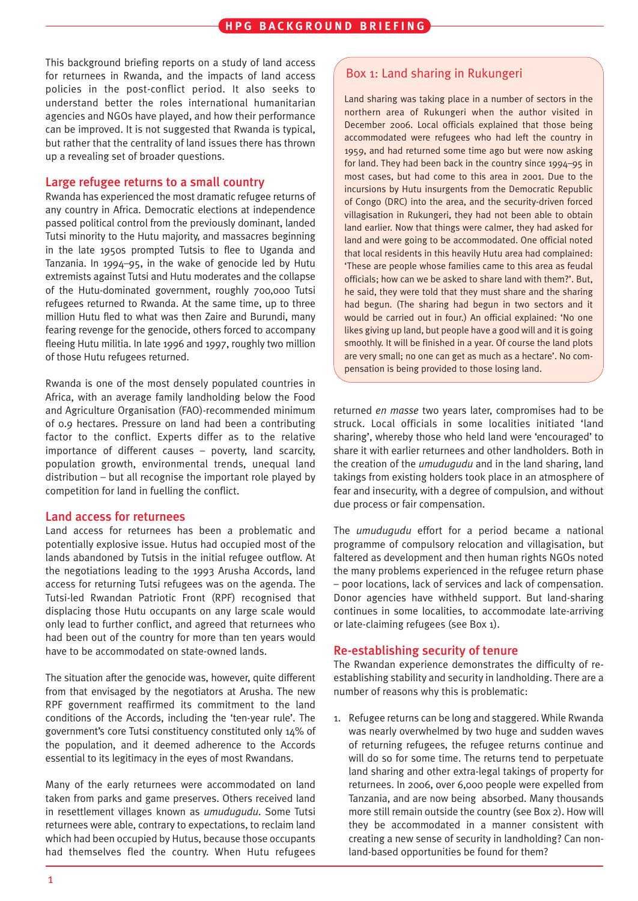This background briefing reports on a study of land access for returnees in Rwanda, and the impacts of land access policies in the post-conflict period. It also seeks to understand better the roles international humanitarian agencies and NGOs have played, and how their performance can be improved. It is not suggested that Rwanda is typical, but rather that the centrality of land issues there has thrown up a revealing set of broader questions.

## Large refugee returns to a small country

Rwanda has experienced the most dramatic refugee returns of any country in Africa. Democratic elections at independence passed political control from the previously dominant, landed Tutsi minority to the Hutu majority, and massacres beginning in the late 1950s prompted Tutsis to flee to Uganda and Tanzania. In 1994–95, in the wake of genocide led by Hutu extremists against Tutsi and Hutu moderates and the collapse of the Hutu-dominated government, roughly 700,000 Tutsi refugees returned to Rwanda. At the same time, up to three million Hutu fled to what was then Zaire and Burundi, many fearing revenge for the genocide, others forced to accompany fleeing Hutu militia. In late 1996 and 1997, roughly two million of those Hutu refugees returned.

Rwanda is one of the most densely populated countries in Africa, with an average family landholding below the Food and Agriculture Organisation (FAO)-recommended minimum of 0.9 hectares. Pressure on land had been a contributing factor to the conflict. Experts differ as to the relative importance of different causes – poverty, land scarcity, population growth, environmental trends, unequal land distribution – but all recognise the important role played by competition for land in fuelling the conflict.

## Land access for returnees

Land access for returnees has been a problematic and potentially explosive issue. Hutus had occupied most of the lands abandoned by Tutsis in the initial refugee outflow. At the negotiations leading to the 1993 Arusha Accords, land access for returning Tutsi refugees was on the agenda. The Tutsi-led Rwandan Patriotic Front (RPF) recognised that displacing those Hutu occupants on any large scale would only lead to further conflict, and agreed that returnees who had been out of the country for more than ten years would have to be accommodated on state-owned lands.

The situation after the genocide was, however, quite different from that envisaged by the negotiators at Arusha. The new RPF government reaffirmed its commitment to the land conditions of the Accords, including the 'ten-year rule'. The government's core Tutsi constituency constituted only 14% of the population, and it deemed adherence to the Accords essential to its legitimacy in the eyes of most Rwandans.

Many of the early returnees were accommodated on land taken from parks and game preserves. Others received land in resettlement villages known as *umudugudu*. Some Tutsi returnees were able, contrary to expectations, to reclaim land which had been occupied by Hutus, because those occupants had themselves fled the country. When Hutu refugees returned *en masse* two years later, compromises had to be struck. Local officials in some localities initiated 'land sharing', whereby those who held land were 'encouraged' to share it with earlier returnees and other landholders. Both in the creation of the *umudugudu* and in the land sharing, land takings from existing holders took place in an atmosphere of fear and insecurity, with a degree of compulsion, and without due process or fair compensation.

The *umudugudu* effort for a period became a national programme of compulsory relocation and villagisation, but faltered as development and then human rights NGOs noted the many problems experienced in the refugee return phase – poor locations, lack of services and lack of compensation. Donor agencies have withheld support. But land-sharing continues in some localities, to accommodate late-arriving or late-claiming refugees (see Box 1).

> ### Box 1: Land sharing in Rukungeri
>
> Land sharing was taking place in a number of sectors in the northern area of Rukungeri when the author visited in December 2006. Local officials explained that those being accommodated were refugees who had left the country in 1959, and had returned some time ago but were now asking for land. They had been back in the country since 1994–95 in most cases, but had come to this area in 2001. Due to the incursions by Hutu insurgents from the Democratic Republic of Congo (DRC) into the area, and the security-driven forced villagisation in Rukungeri, they had not been able to obtain land earlier. Now that things were calmer, they had asked for land and were going to be accommodated. One official noted that local residents in this heavily Hutu area had complained: 'These are people whose families came to this area as feudal officials; how can we be asked to share land with them?'. But, he said, they were told that they must share and the sharing had begun. (The sharing had begun in two sectors and it would be carried out in four.) An official explained: 'No one likes giving up land, but people have a good will and it is going smoothly. It will be finished in a year. Of course the land plots are very small; no one can get as much as a hectare'. No compensation is being provided to those losing land.

## Re-establishing security of tenure

The Rwandan experience demonstrates the difficulty of re-establishing stability and security in landholding. There are a number of reasons why this is problematic:

1. Refugee returns can be long and staggered. While Rwanda was nearly overwhelmed by two huge and sudden waves of returning refugees, the refugee returns continue and will do so for some time. The returns tend to perpetuate land sharing and other extra-legal takings of property for returnees. In 2006, over 6,000 people were expelled from Tanzania, and are now being absorbed. Many thousands more still remain outside the country (see Box 2). How will they be accommodated in a manner consistent with creating a new sense of security in landholding? Can non-land-based opportunities be found for them?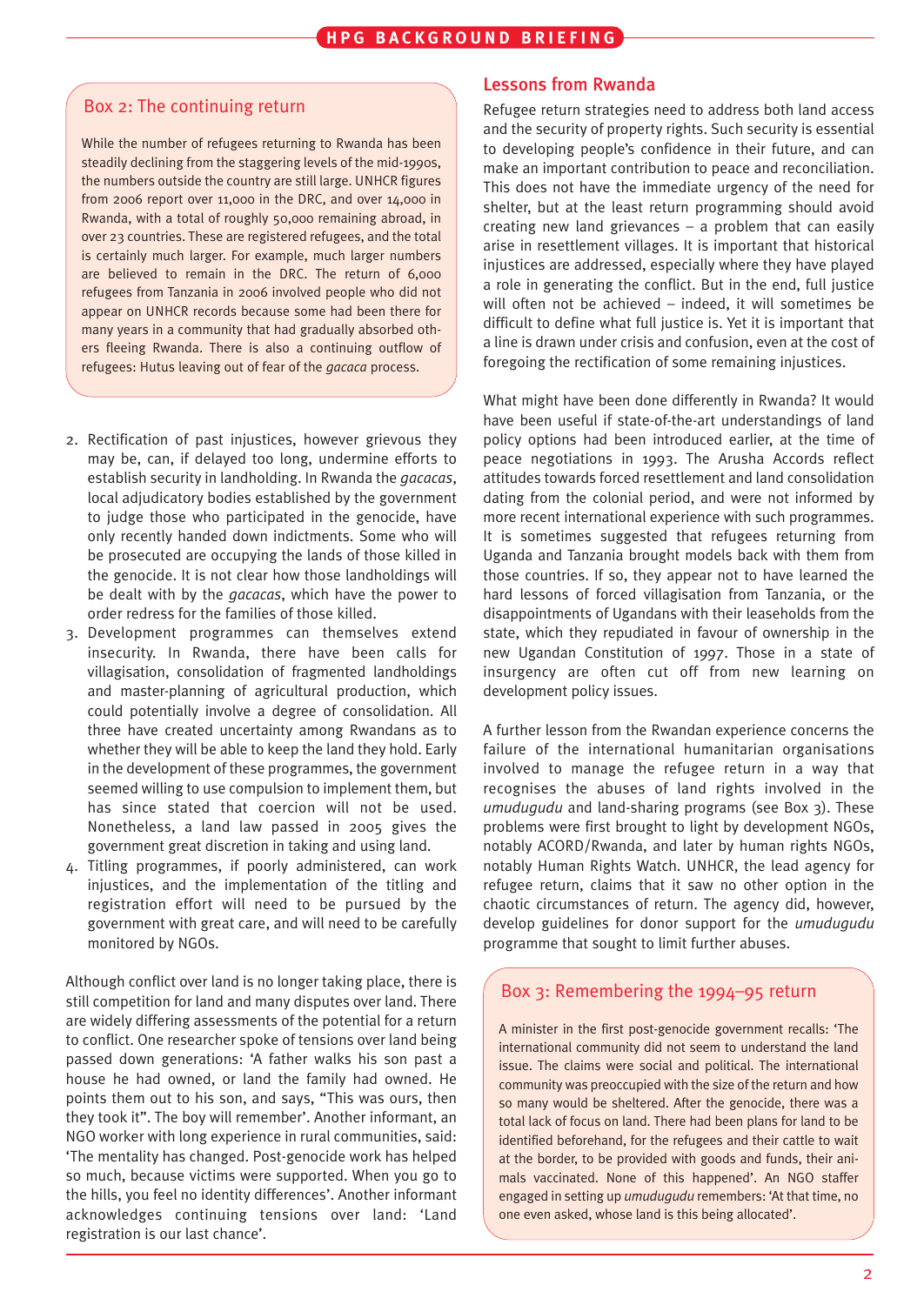### Box 2: The continuing return

While the number of refugees returning to Rwanda has been steadily declining from the staggering levels of the mid-1990s, the numbers outside the country are still large. UNHCR figures from 2006 report over 11,000 in the DRC, and over 14,000 in Rwanda, with a total of roughly 50,000 remaining abroad, in over 23 countries. These are registered refugees, and the total is certainly much larger. For example, much larger numbers are believed to remain in the DRC. The return of 6,000 refugees from Tanzania in 2006 involved people who did not appear on UNHCR records because some had been there for many years in a community that had gradually absorbed others fleeing Rwanda. There is also a continuing outflow of refugees: Hutus leaving out of fear of the *gacaca* process.

2. Rectification of past injustices, however grievous they may be, can, if delayed too long, undermine efforts to establish security in landholding. In Rwanda the *gacacas*, local adjudicatory bodies established by the government to judge those who participated in the genocide, have only recently handed down indictments. Some who will be prosecuted are occupying the lands of those killed in the genocide. It is not clear how those landholdings will be dealt with by the *gacacas*, which have the power to order redress for the families of those killed.
3. Development programmes can themselves extend insecurity. In Rwanda, there have been calls for villagisation, consolidation of fragmented landholdings and master-planning of agricultural production, which could potentially involve a degree of consolidation. All three have created uncertainty among Rwandans as to whether they will be able to keep the land they hold. Early in the development of these programmes, the government seemed willing to use compulsion to implement them, but has since stated that coercion will not be used. Nonetheless, a land law passed in 2005 gives the government great discretion in taking and using land.
4. Titling programmes, if poorly administered, can work injustices, and the implementation of the titling and registration effort will need to be pursued by the government with great care, and will need to be carefully monitored by NGOs.

Although conflict over land is no longer taking place, there is still competition for land and many disputes over land. There are widely differing assessments of the potential for a return to conflict. One researcher spoke of tensions over land being passed down generations: 'A father walks his son past a house he had owned, or land the family had owned. He points them out to his son, and says, "This was ours, then they took it". The boy will remember'. Another informant, an NGO worker with long experience in rural communities, said: 'The mentality has changed. Post-genocide work has helped so much, because victims were supported. When you go to the hills, you feel no identity differences'. Another informant acknowledges continuing tensions over land: 'Land registration is our last chance'.

## Lessons from Rwanda

Refugee return strategies need to address both land access and the security of property rights. Such security is essential to developing people's confidence in their future, and can make an important contribution to peace and reconciliation. This does not have the immediate urgency of the need for shelter, but at the least return programming should avoid creating new land grievances – a problem that can easily arise in resettlement villages. It is important that historical injustices are addressed, especially where they have played a role in generating the conflict. But in the end, full justice will often not be achieved – indeed, it will sometimes be difficult to define what full justice is. Yet it is important that a line is drawn under crisis and confusion, even at the cost of foregoing the rectification of some remaining injustices.

What might have been done differently in Rwanda? It would have been useful if state-of-the-art understandings of land policy options had been introduced earlier, at the time of peace negotiations in 1993. The Arusha Accords reflect attitudes towards forced resettlement and land consolidation dating from the colonial period, and were not informed by more recent international experience with such programmes. It is sometimes suggested that refugees returning from Uganda and Tanzania brought models back with them from those countries. If so, they appear not to have learned the hard lessons of forced villagisation from Tanzania, or the disappointments of Ugandans with their leaseholds from the state, which they repudiated in favour of ownership in the new Ugandan Constitution of 1997. Those in a state of insurgency are often cut off from new learning on development policy issues.

A further lesson from the Rwandan experience concerns the failure of the international humanitarian organisations involved to manage the refugee return in a way that recognises the abuses of land rights involved in the *umudugudu* and land-sharing programs (see Box 3). These problems were first brought to light by development NGOs, notably ACORD/Rwanda, and later by human rights NGOs, notably Human Rights Watch. UNHCR, the lead agency for refugee return, claims that it saw no other option in the chaotic circumstances of return. The agency did, however, develop guidelines for donor support for the *umudugudu* programme that sought to limit further abuses.

### Box 3: Remembering the 1994–95 return

A minister in the first post-genocide government recalls: 'The international community did not seem to understand the land issue. The claims were social and political. The international community was preoccupied with the size of the return and how so many would be sheltered. After the genocide, there was a total lack of focus on land. There had been plans for land to be identified beforehand, for the refugees and their cattle to wait at the border, to be provided with goods and funds, their animals vaccinated. None of this happened'. An NGO staffer engaged in setting up *umudugudu* remembers: 'At that time, no one even asked, whose land is this being allocated'.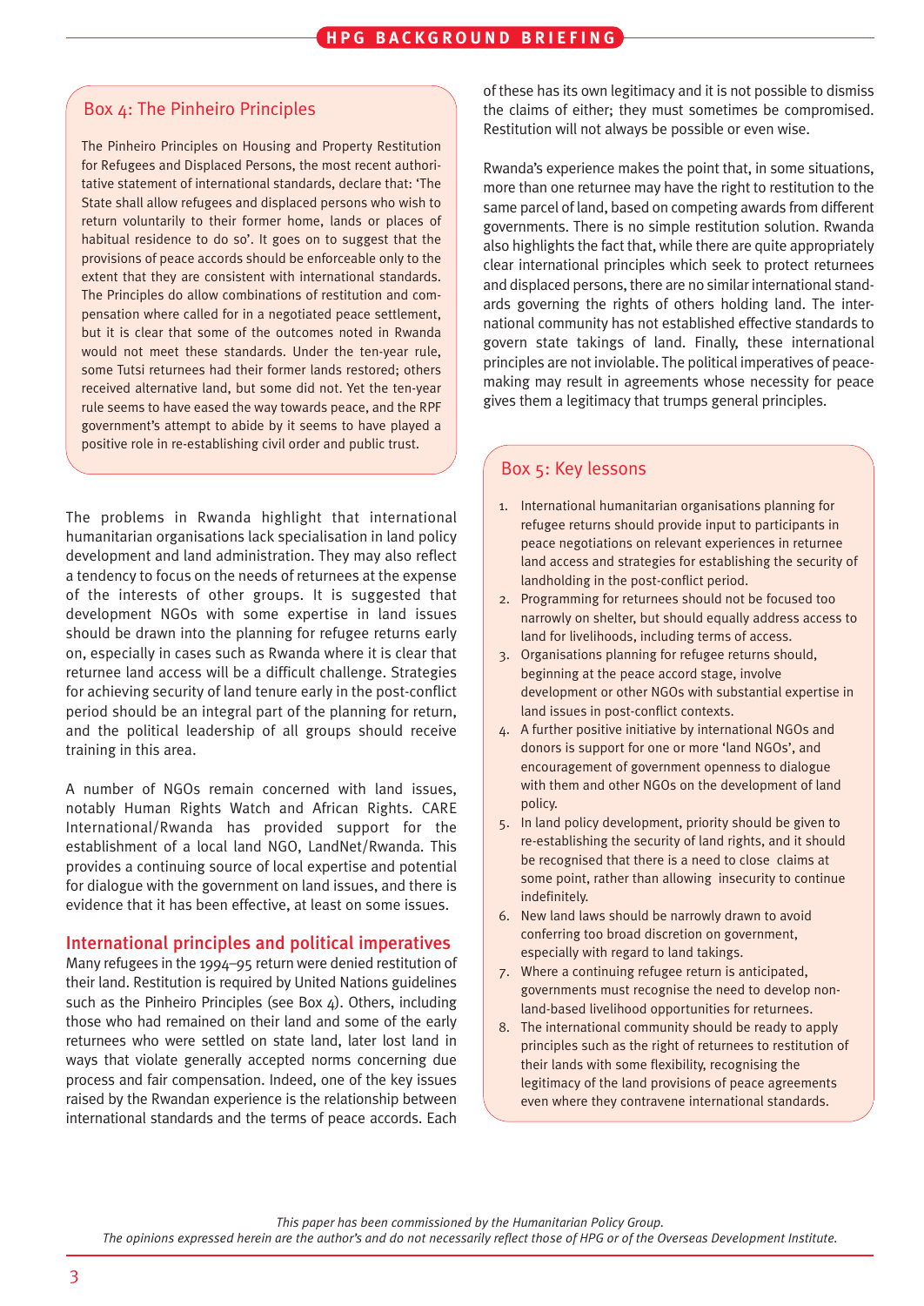### Box 4: The Pinheiro Principles

The Pinheiro Principles on Housing and Property Restitution for Refugees and Displaced Persons, the most recent authoritative statement of international standards, declare that: 'The State shall allow refugees and displaced persons who wish to return voluntarily to their former home, lands or places of habitual residence to do so'. It goes on to suggest that the provisions of peace accords should be enforceable only to the extent that they are consistent with international standards. The Principles do allow combinations of restitution and compensation where called for in a negotiated peace settlement, but it is clear that some of the outcomes noted in Rwanda would not meet these standards. Under the ten-year rule, some Tutsi returnees had their former lands restored; others received alternative land, but some did not. Yet the ten-year rule seems to have eased the way towards peace, and the RPF government's attempt to abide by it seems to have played a positive role in re-establishing civil order and public trust.

The problems in Rwanda highlight that international humanitarian organisations lack specialisation in land policy development and land administration. They may also reflect a tendency to focus on the needs of returnees at the expense of the interests of other groups. It is suggested that development NGOs with some expertise in land issues should be drawn into the planning for refugee returns early on, especially in cases such as Rwanda where it is clear that returnee land access will be a difficult challenge. Strategies for achieving security of land tenure early in the post-conflict period should be an integral part of the planning for return, and the political leadership of all groups should receive training in this area.

A number of NGOs remain concerned with land issues, notably Human Rights Watch and African Rights. CARE International/Rwanda has provided support for the establishment of a local land NGO, LandNet/Rwanda. This provides a continuing source of local expertise and potential for dialogue with the government on land issues, and there is evidence that it has been effective, at least on some issues.

## International principles and political imperatives

Many refugees in the 1994–95 return were denied restitution of their land. Restitution is required by United Nations guidelines such as the Pinheiro Principles (see Box 4). Others, including those who had remained on their land and some of the early returnees who were settled on state land, later lost land in ways that violate generally accepted norms concerning due process and fair compensation. Indeed, one of the key issues raised by the Rwandan experience is the relationship between international standards and the terms of peace accords. Each of these has its own legitimacy and it is not possible to dismiss the claims of either; they must sometimes be compromised. Restitution will not always be possible or even wise.

Rwanda's experience makes the point that, in some situations, more than one returnee may have the right to restitution to the same parcel of land, based on competing awards from different governments. There is no simple restitution solution. Rwanda also highlights the fact that, while there are quite appropriately clear international principles which seek to protect returnees and displaced persons, there are no similar international standards governing the rights of others holding land. The international community has not established effective standards to govern state takings of land. Finally, these international principles are not inviolable. The political imperatives of peacemaking may result in agreements whose necessity for peace gives them a legitimacy that trumps general principles.

### Box 5: Key lessons

1. International humanitarian organisations planning for refugee returns should provide input to participants in peace negotiations on relevant experiences in returnee land access and strategies for establishing the security of landholding in the post-conflict period.
2. Programming for returnees should not be focused too narrowly on shelter, but should equally address access to land for livelihoods, including terms of access.
3. Organisations planning for refugee returns should, beginning at the peace accord stage, involve development or other NGOs with substantial expertise in land issues in post-conflict contexts.
4. A further positive initiative by international NGOs and donors is support for one or more 'land NGOs', and encouragement of government openness to dialogue with them and other NGOs on the development of land policy.
5. In land policy development, priority should be given to re-establishing the security of land rights, and it should be recognised that there is a need to close claims at some point, rather than allowing insecurity to continue indefinitely.
6. New land laws should be narrowly drawn to avoid conferring too broad discretion on government, especially with regard to land takings.
7. Where a continuing refugee return is anticipated, governments must recognise the need to develop non-land-based livelihood opportunities for returnees.
8. The international community should be ready to apply principles such as the right of returnees to restitution of their lands with some flexibility, recognising the legitimacy of the land provisions of peace agreements even where they contravene international standards.

*This paper has been commissioned by the Humanitarian Policy Group.*
*The opinions expressed herein are the author's and do not necessarily reflect those of HPG or of the Overseas Development Institute.*